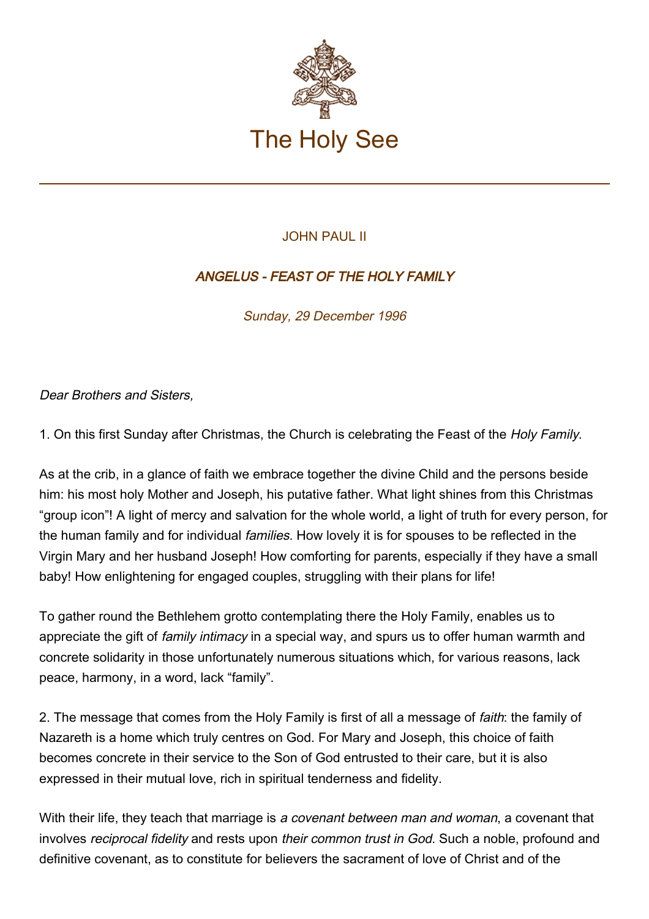The Holy See

JOHN PAUL II

## *ANGELUS - FEAST OF THE HOLY FAMILY*

*Sunday, 29 December 1996*

*Dear Brothers and Sisters,*

1. On this first Sunday after Christmas, the Church is celebrating the Feast of the *Holy Family*.

As at the crib, in a glance of faith we embrace together the divine Child and the persons beside him: his most holy Mother and Joseph, his putative father. What light shines from this Christmas "group icon"! A light of mercy and salvation for the whole world, a light of truth for every person, for the human family and for individual *families*. How lovely it is for spouses to be reflected in the Virgin Mary and her husband Joseph! How comforting for parents, especially if they have a small baby! How enlightening for engaged couples, struggling with their plans for life!

To gather round the Bethlehem grotto contemplating there the Holy Family, enables us to appreciate the gift of *family intimacy* in a special way, and spurs us to offer human warmth and concrete solidarity in those unfortunately numerous situations which, for various reasons, lack peace, harmony, in a word, lack "family".

2. The message that comes from the Holy Family is first of all a message of *faith*: the family of Nazareth is a home which truly centres on God. For Mary and Joseph, this choice of faith becomes concrete in their service to the Son of God entrusted to their care, but it is also expressed in their mutual love, rich in spiritual tenderness and fidelity.

With their life, they teach that marriage is *a covenant between man and woman*, a covenant that involves *reciprocal fidelity* and rests upon *their common trust in God*. Such a noble, profound and definitive covenant, as to constitute for believers the sacrament of love of Christ and of the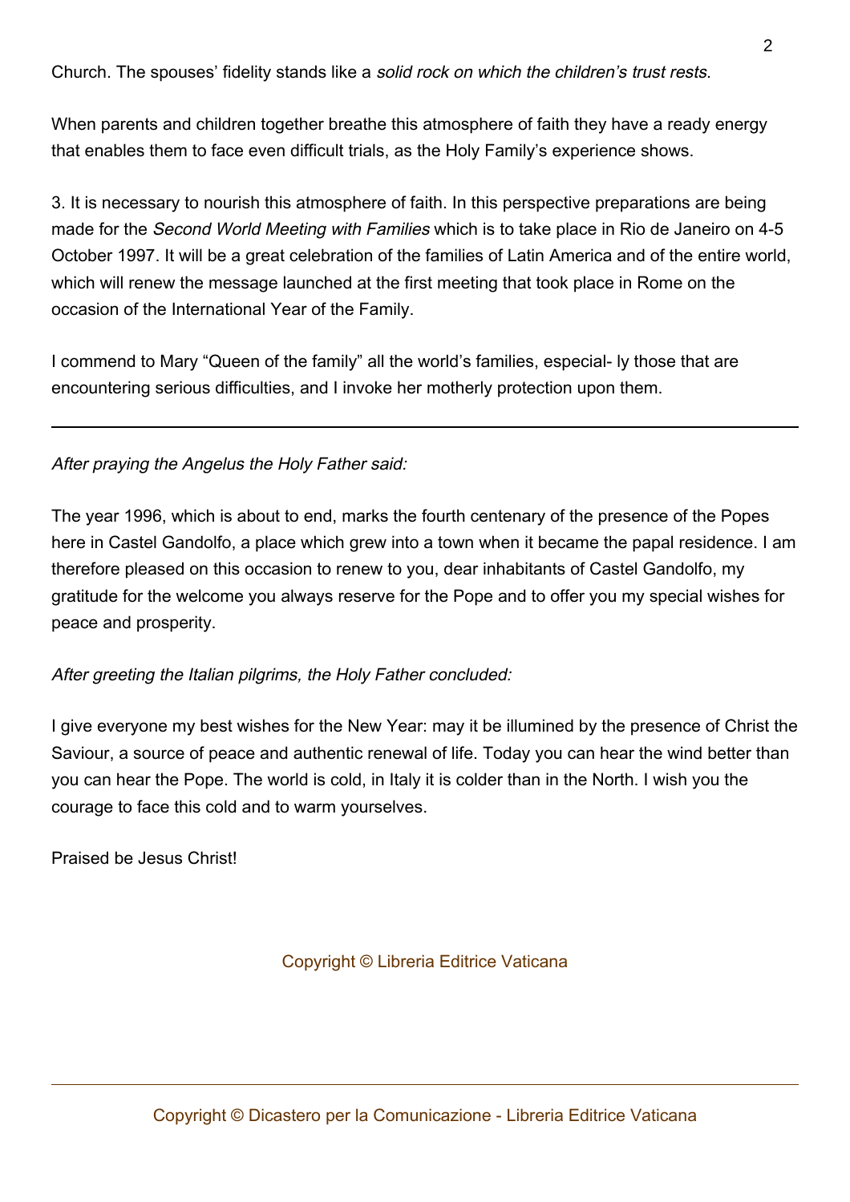Church. The spouses' fidelity stands like a *solid rock on which the children's trust rests*.

When parents and children together breathe this atmosphere of faith they have a ready energy that enables them to face even difficult trials, as the Holy Family's experience shows.

3. It is necessary to nourish this atmosphere of faith. In this perspective preparations are being made for the *Second World Meeting with Families* which is to take place in Rio de Janeiro on 4-5 October 1997. It will be a great celebration of the families of Latin America and of the entire world, which will renew the message launched at the first meeting that took place in Rome on the occasion of the International Year of the Family.

I commend to Mary "Queen of the family" all the world's families, especial- ly those that are encountering serious difficulties, and I invoke her motherly protection upon them.

---

*After praying the Angelus the Holy Father said:*

The year 1996, which is about to end, marks the fourth centenary of the presence of the Popes here in Castel Gandolfo, a place which grew into a town when it became the papal residence. I am therefore pleased on this occasion to renew to you, dear inhabitants of Castel Gandolfo, my gratitude for the welcome you always reserve for the Pope and to offer you my special wishes for peace and prosperity.

*After greeting the Italian pilgrims, the Holy Father concluded:*

I give everyone my best wishes for the New Year: may it be illumined by the presence of Christ the Saviour, a source of peace and authentic renewal of life. Today you can hear the wind better than you can hear the Pope. The world is cold, in Italy it is colder than in the North. I wish you the courage to face this cold and to warm yourselves.

Praised be Jesus Christ!

Copyright © Libreria Editrice Vaticana